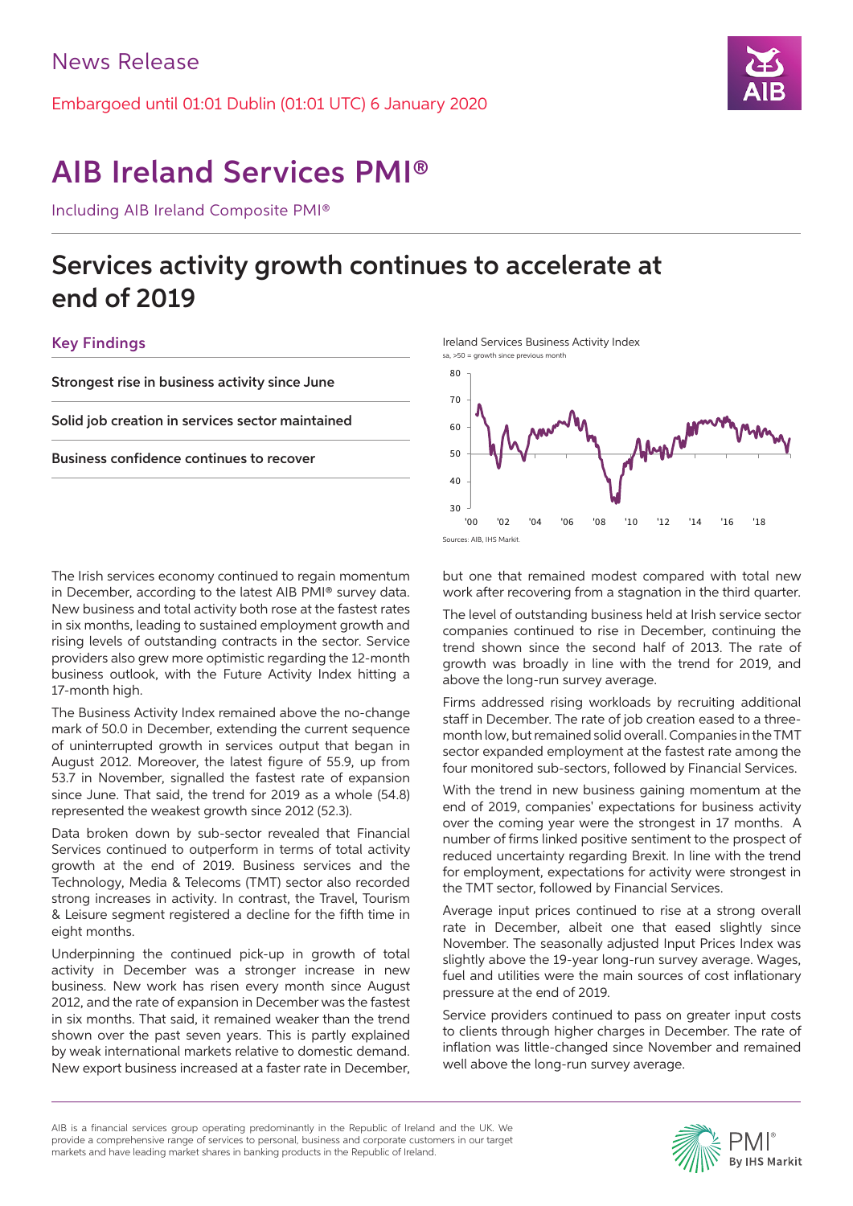News Release

Embargoed until 01:01 Dublin (01:01 UTC) 6 January 2020

# AIB Ireland Services PMI®

Including AIB Ireland Composite PMI®

## Services activity growth continues to accelerate at end of 2019

### Key Findings

**Strongest rise in business activity since June**

**Solid job creation in services sector maintained**

**Business confidence continues to recover**

Ireland Services Business Activity Index
sa, >50 = growth since previous month

Sources: AIB, IHS Markit.

The Irish services economy continued to regain momentum in December, according to the latest AIB PMI® survey data. New business and total activity both rose at the fastest rates in six months, leading to sustained employment growth and rising levels of outstanding contracts in the sector. Service providers also grew more optimistic regarding the 12-month business outlook, with the Future Activity Index hitting a 17-month high.

The Business Activity Index remained above the no-change mark of 50.0 in December, extending the current sequence of uninterrupted growth in services output that began in August 2012. Moreover, the latest figure of 55.9, up from 53.7 in November, signalled the fastest rate of expansion since June. That said, the trend for 2019 as a whole (54.8) represented the weakest growth since 2012 (52.3).

Data broken down by sub-sector revealed that Financial Services continued to outperform in terms of total activity growth at the end of 2019. Business services and the Technology, Media & Telecoms (TMT) sector also recorded strong increases in activity. In contrast, the Travel, Tourism & Leisure segment registered a decline for the fifth time in eight months.

Underpinning the continued pick-up in growth of total activity in December was a stronger increase in new business. New work has risen every month since August 2012, and the rate of expansion in December was the fastest in six months. That said, it remained weaker than the trend shown over the past seven years. This is partly explained by weak international markets relative to domestic demand. New export business increased at a faster rate in December, but one that remained modest compared with total new work after recovering from a stagnation in the third quarter.

The level of outstanding business held at Irish service sector companies continued to rise in December, continuing the trend shown since the second half of 2013. The rate of growth was broadly in line with the trend for 2019, and above the long-run survey average.

Firms addressed rising workloads by recruiting additional staff in December. The rate of job creation eased to a three-month low, but remained solid overall. Companies in the TMT sector expanded employment at the fastest rate among the four monitored sub-sectors, followed by Financial Services.

With the trend in new business gaining momentum at the end of 2019, companies' expectations for business activity over the coming year were the strongest in 17 months. A number of firms linked positive sentiment to the prospect of reduced uncertainty regarding Brexit. In line with the trend for employment, expectations for activity were strongest in the TMT sector, followed by Financial Services.

Average input prices continued to rise at a strong overall rate in December, albeit one that eased slightly since November. The seasonally adjusted Input Prices Index was slightly above the 19-year long-run survey average. Wages, fuel and utilities were the main sources of cost inflationary pressure at the end of 2019.

Service providers continued to pass on greater input costs to clients through higher charges in December. The rate of inflation was little-changed since November and remained well above the long-run survey average.

AIB is a financial services group operating predominantly in the Republic of Ireland and the UK. We provide a comprehensive range of services to personal, business and corporate customers in our target markets and have leading market shares in banking products in the Republic of Ireland.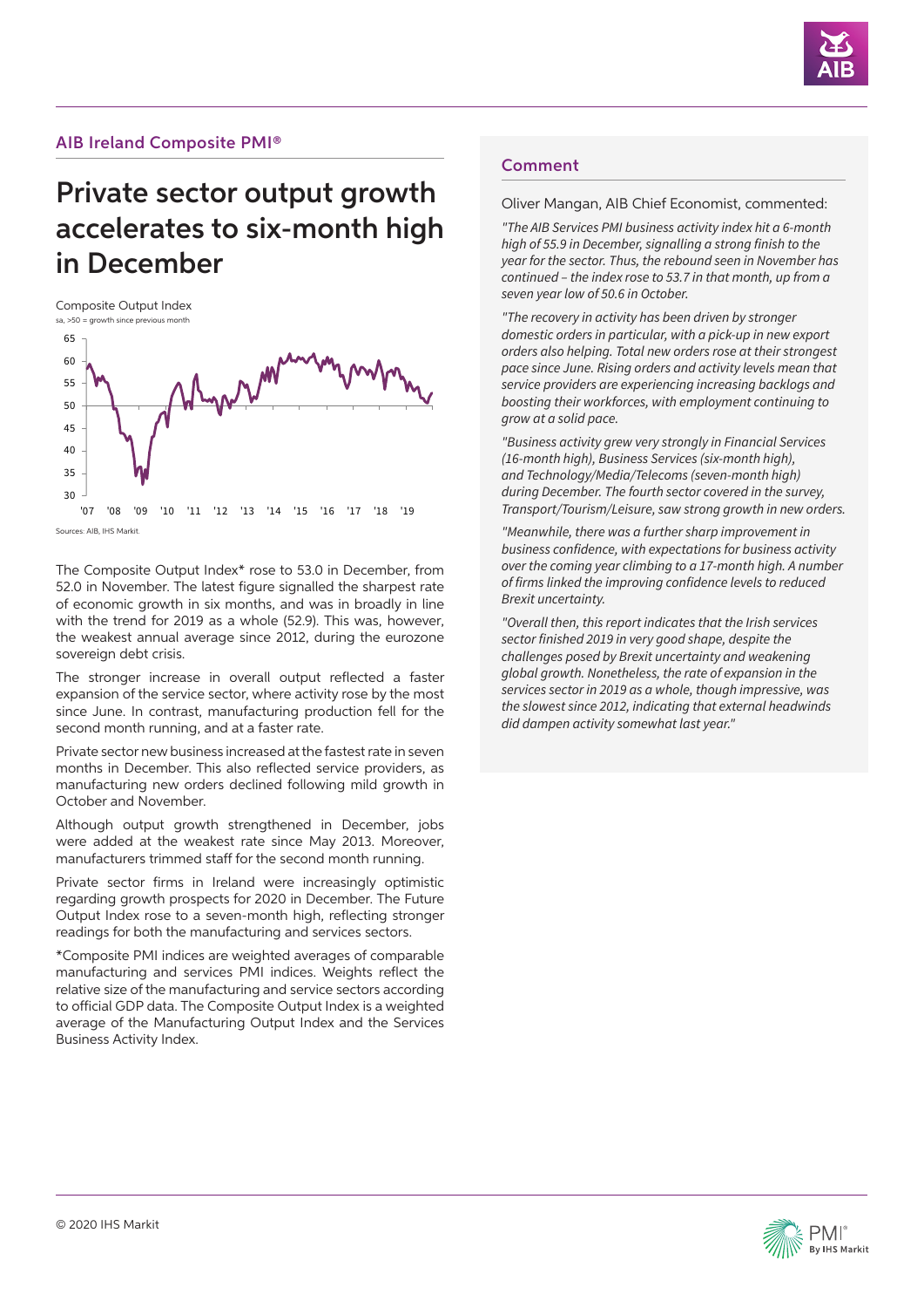## AIB Ireland Composite PMI®

# Private sector output growth accelerates to six-month high in December

Composite Output Index
sa, >50 = growth since previous month

Sources: AIB, IHS Markit.

The Composite Output Index* rose to 53.0 in December, from 52.0 in November. The latest figure signalled the sharpest rate of economic growth in six months, and was in broadly in line with the trend for 2019 as a whole (52.9). This was, however, the weakest annual average since 2012, during the eurozone sovereign debt crisis.

The stronger increase in overall output reflected a faster expansion of the service sector, where activity rose by the most since June. In contrast, manufacturing production fell for the second month running, and at a faster rate.

Private sector new business increased at the fastest rate in seven months in December. This also reflected service providers, as manufacturing new orders declined following mild growth in October and November.

Although output growth strengthened in December, jobs were added at the weakest rate since May 2013. Moreover, manufacturers trimmed staff for the second month running.

Private sector firms in Ireland were increasingly optimistic regarding growth prospects for 2020 in December. The Future Output Index rose to a seven-month high, reflecting stronger readings for both the manufacturing and services sectors.

*Composite PMI indices are weighted averages of comparable manufacturing and services PMI indices. Weights reflect the relative size of the manufacturing and service sectors according to official GDP data. The Composite Output Index is a weighted average of the Manufacturing Output Index and the Services Business Activity Index.

## Comment

Oliver Mangan, AIB Chief Economist, commented:

*"The AIB Services PMI business activity index hit a 6-month high of 55.9 in December, signalling a strong finish to the year for the sector. Thus, the rebound seen in November has continued – the index rose to 53.7 in that month, up from a seven year low of 50.6 in October.*

*"The recovery in activity has been driven by stronger domestic orders in particular, with a pick-up in new export orders also helping. Total new orders rose at their strongest pace since June. Rising orders and activity levels mean that service providers are experiencing increasing backlogs and boosting their workforces, with employment continuing to grow at a solid pace.*

*"Business activity grew very strongly in Financial Services (16-month high), Business Services (six-month high), and Technology/Media/Telecoms (seven-month high) during December. The fourth sector covered in the survey, Transport/Tourism/Leisure, saw strong growth in new orders.*

*"Meanwhile, there was a further sharp improvement in business confidence, with expectations for business activity over the coming year climbing to a 17-month high. A number of firms linked the improving confidence levels to reduced Brexit uncertainty.*

*"Overall then, this report indicates that the Irish services sector finished 2019 in very good shape, despite the challenges posed by Brexit uncertainty and weakening global growth. Nonetheless, the rate of expansion in the services sector in 2019 as a whole, though impressive, was the slowest since 2012, indicating that external headwinds did dampen activity somewhat last year."*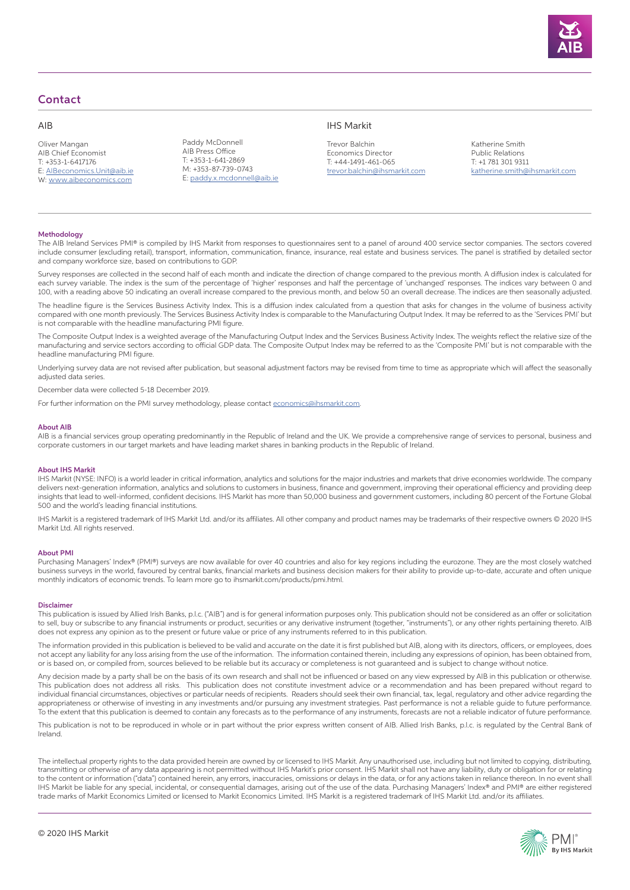## Contact

### AIB

Oliver Mangan
AIB Chief Economist
T: +353-1-6417176
E: AIBeconomics.Unit@aib.ie
W: www.aibeconomics.com

Paddy McDonnell
AIB Press Office
T: +353-1-641-2869
M: +353-87-739-0743
E: paddy.x.mcdonnell@aib.ie

### IHS Markit

Trevor Balchin
Economics Director
T: +44-1491-461-065
trevor.balchin@ihsmarkit.com

Katherine Smith
Public Relations
T: +1 781 301 9311
katherine.smith@ihsmarkit.com

#### Methodology

The AIB Ireland Services PMI® is compiled by IHS Markit from responses to questionnaires sent to a panel of around 400 service sector companies. The sectors covered include consumer (excluding retail), transport, information, communication, finance, insurance, real estate and business services. The panel is stratified by detailed sector and company workforce size, based on contributions to GDP.

Survey responses are collected in the second half of each month and indicate the direction of change compared to the previous month. A diffusion index is calculated for each survey variable. The index is the sum of the percentage of 'higher' responses and half the percentage of 'unchanged' responses. The indices vary between 0 and 100, with a reading above 50 indicating an overall increase compared to the previous month, and below 50 an overall decrease. The indices are then seasonally adjusted.

The headline figure is the Services Business Activity Index. This is a diffusion index calculated from a question that asks for changes in the volume of business activity compared with one month previously. The Services Business Activity Index is comparable to the Manufacturing Output Index. It may be referred to as the 'Services PMI' but is not comparable with the headline manufacturing PMI figure.

The Composite Output Index is a weighted average of the Manufacturing Output Index and the Services Business Activity Index. The weights reflect the relative size of the manufacturing and service sectors according to official GDP data. The Composite Output Index may be referred to as the 'Composite PMI' but is not comparable with the headline manufacturing PMI figure.

Underlying survey data are not revised after publication, but seasonal adjustment factors may be revised from time to time as appropriate which will affect the seasonally adjusted data series.

December data were collected 5-18 December 2019.

For further information on the PMI survey methodology, please contact economics@ihsmarkit.com.

#### About AIB

AIB is a financial services group operating predominantly in the Republic of Ireland and the UK. We provide a comprehensive range of services to personal, business and corporate customers in our target markets and have leading market shares in banking products in the Republic of Ireland.

#### About IHS Markit

IHS Markit (NYSE: INFO) is a world leader in critical information, analytics and solutions for the major industries and markets that drive economies worldwide. The company delivers next-generation information, analytics and solutions to customers in business, finance and government, improving their operational efficiency and providing deep insights that lead to well-informed, confident decisions. IHS Markit has more than 50,000 business and government customers, including 80 percent of the Fortune Global 500 and the world's leading financial institutions.

IHS Markit is a registered trademark of IHS Markit Ltd. and/or its affiliates. All other company and product names may be trademarks of their respective owners © 2020 IHS Markit Ltd. All rights reserved.

#### About PMI

Purchasing Managers' Index® (PMI®) surveys are now available for over 40 countries and also for key regions including the eurozone. They are the most closely watched business surveys in the world, favoured by central banks, financial markets and business decision makers for their ability to provide up-to-date, accurate and often unique monthly indicators of economic trends. To learn more go to ihsmarkit.com/products/pmi.html.

#### Disclaimer

This publication is issued by Allied Irish Banks, p.l.c. ("AIB") and is for general information purposes only. This publication should not be considered as an offer or solicitation to sell, buy or subscribe to any financial instruments or product, securities or any derivative instrument (together, "instruments"), or any other rights pertaining thereto. AIB does not express any opinion as to the present or future value or price of any instruments referred to in this publication.

The information provided in this publication is believed to be valid and accurate on the date it is first published but AIB, along with its directors, officers, or employees, does not accept any liability for any loss arising from the use of the information. The information contained therein, including any expressions of opinion, has been obtained from, or is based on, or compiled from, sources believed to be reliable but its accuracy or completeness is not guaranteed and is subject to change without notice.

Any decision made by a party shall be on the basis of its own research and shall not be influenced or based on any view expressed by AIB in this publication or otherwise. This publication does not address all risks. This publication does not constitute investment advice or a recommendation and has been prepared without regard to individual financial circumstances, objectives or particular needs of recipients. Readers should seek their own financial, tax, legal, regulatory and other advice regarding the appropriateness or otherwise of investing in any investments and/or pursuing any investment strategies. Past performance is not a reliable guide to future performance. To the extent that this publication is deemed to contain any forecasts as to the performance of any instruments, forecasts are not a reliable indicator of future performance.

This publication is not to be reproduced in whole or in part without the prior express written consent of AIB. Allied Irish Banks, p.l.c. is regulated by the Central Bank of Ireland.

The intellectual property rights to the data provided herein are owned by or licensed to IHS Markit. Any unauthorised use, including but not limited to copying, distributing, transmitting or otherwise of any data appearing is not permitted without IHS Markit's prior consent. IHS Markit shall not have any liability, duty or obligation for or relating to the content or information ("data") contained herein, any errors, inaccuracies, omissions or delays in the data, or for any actions taken in reliance thereon. In no event shall IHS Markit be liable for any special, incidental, or consequential damages, arising out of the use of the data. Purchasing Managers' Index® and PMI® are either registered trade marks of Markit Economics Limited or licensed to Markit Economics Limited. IHS Markit is a registered trademark of IHS Markit Ltd. and/or its affiliates.

© 2020 IHS Markit